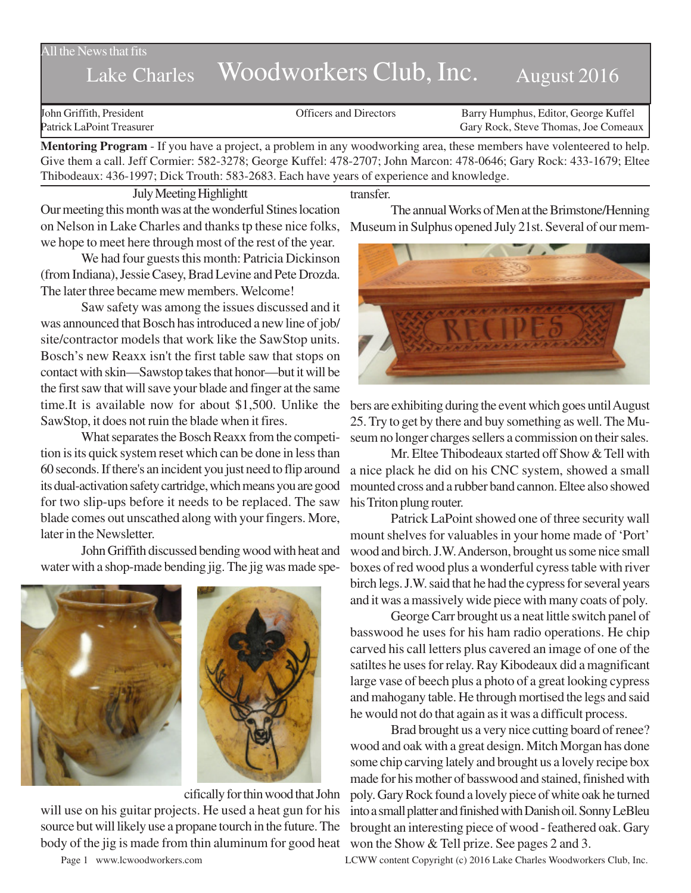All the News that fits

# Lake Charles Woodworkers Club, Inc. August 2016

John Griffith, President
Patrick LaPoint Treasurer

Officers and Directors

Barry Humphus, Editor, George Kuffel
Gary Rock, Steve Thomas, Joe Comeaux

**Mentoring Program** - If you have a project, a problem in any woodworking area, these members have volenteered to help. Give them a call. Jeff Cormier: 582-3278; George Kuffel: 478-2707; John Marcon: 478-0646; Gary Rock: 433-1679; Eltee Thibodeaux: 436-1997; Dick Trouth: 583-2683. Each have years of experience and knowledge.

## July Meeting Highlightt

Our meeting this month was at the wonderful Stines location on Nelson in Lake Charles and thanks tp these nice folks, we hope to meet here through most of the rest of the year.

We had four guests this month: Patricia Dickinson (from Indiana), Jessie Casey, Brad Levine and Pete Drozda. The later three became mew members. Welcome!

Saw safety was among the issues discussed and it was announced that Bosch has introduced a new line of job/site/contractor models that work like the SawStop units. Bosch's new Reaxx isn't the first table saw that stops on contact with skin—Sawstop takes that honor—but it will be the first saw that will save your blade and finger at the same time.It is available now for about $1,500. Unlike the SawStop, it does not ruin the blade when it fires.

What separates the Bosch Reaxx from the competition is its quick system reset which can be done in less than 60 seconds. If there's an incident you just need to flip around its dual-activation safety cartridge, which means you are good for two slip-ups before it needs to be replaced. The saw blade comes out unscathed along with your fingers. More, later in the Newsletter.

John Griffith discussed bending wood with heat and water with a shop-made bending jig. The jig was made specifically for thin wood that John will use on his guitar projects. He used a heat gun for his source but will likely use a propane torch in the future. The body of the jig is made from thin aluminum for good heat transfer.

The annual Works of Men at the Brimstone/Henning Museum in Sulphus opened July 21st. Several of our members are exhibiting during the event which goes until August 25. Try to get by there and buy something as well. The Museum no longer charges sellers a commission on their sales.

Mr. Eltee Thibodeaux started off Show & Tell with a nice plack he did on his CNC system, showed a small mounted cross and a rubber band cannon. Eltee also showed his Triton plung router.

Patrick LaPoint showed one of three security wall mount shelves for valuables in your home made of 'Port' wood and birch. J.W. Anderson, brought us some nice small boxes of red wood plus a wonderful cyress table with river birch legs. J.W. said that he had the cypress for several years and it was a massively wide piece with many coats of poly.

George Carr brought us a neat little switch panel of basswood he uses for his ham radio operations. He chip carved his call letters plus cavered an image of one of the satiltes he uses for relay. Ray Kibodeaux did a magnificant large vase of beech plus a photo of a great looking cypress and mahogany table. He through mortised the legs and said he would not do that again as it was a difficult process.

Brad brought us a very nice cutting board of renee? wood and oak with a great design. Mitch Morgan has done some chip carving lately and brought us a lovely recipe box made for his mother of basswood and stained, finished with poly. Gary Rock found a lovely piece of white oak he turned into a small platter and finished with Danish oil. Sonny LeBleu brought an interesting piece of wood - feathered oak. Gary won the Show & Tell prize. See pages 2 and 3.

www.lcwoodworkers.com

LCWW content Copyright (c) 2016 Lake Charles Woodworkers Club, Inc.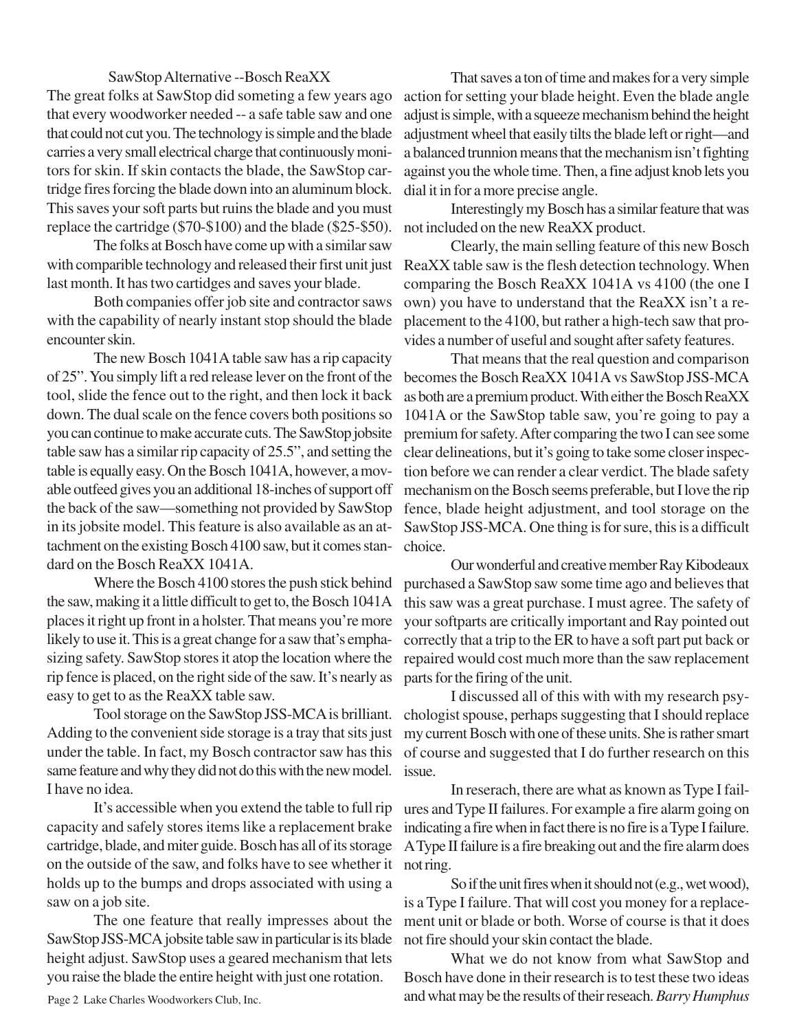## SawStop Alternative --Bosch ReaXX

The great folks at SawStop did someting a few years ago that every woodworker needed -- a safe table saw and one that could not cut you. The technology is simple and the blade carries a very small electrical charge that continuously monitors for skin. If skin contacts the blade, the SawStop cartridge fires forcing the blade down into an aluminum block. This saves your soft parts but ruins the blade and you must replace the cartridge ($70-$100) and the blade ($25-$50).

The folks at Bosch have come up with a similar saw with comparible technology and released their first unit just last month. It has two cartidges and saves your blade.

Both companies offer job site and contractor saws with the capability of nearly instant stop should the blade encounter skin.

The new Bosch 1041A table saw has a rip capacity of 25". You simply lift a red release lever on the front of the tool, slide the fence out to the right, and then lock it back down. The dual scale on the fence covers both positions so you can continue to make accurate cuts. The SawStop jobsite table saw has a similar rip capacity of 25.5", and setting the table is equally easy. On the Bosch 1041A, however, a movable outfeed gives you an additional 18-inches of support off the back of the saw—something not provided by SawStop in its jobsite model. This feature is also available as an attachment on the existing Bosch 4100 saw, but it comes standard on the Bosch ReaXX 1041A.

Where the Bosch 4100 stores the push stick behind the saw, making it a little difficult to get to, the Bosch 1041A places it right up front in a holster. That means you're more likely to use it. This is a great change for a saw that's emphasizing safety. SawStop stores it atop the location where the rip fence is placed, on the right side of the saw. It's nearly as easy to get to as the ReaXX table saw.

Tool storage on the SawStop JSS-MCA is brilliant. Adding to the convenient side storage is a tray that sits just under the table. In fact, my Bosch contractor saw has this same feature and why they did not do this with the new model. I have no idea.

It's accessible when you extend the table to full rip capacity and safely stores items like a replacement brake cartridge, blade, and miter guide. Bosch has all of its storage on the outside of the saw, and folks have to see whether it holds up to the bumps and drops associated with using a saw on a job site.

The one feature that really impresses about the SawStop JSS-MCA jobsite table saw in particular is its blade height adjust. SawStop uses a geared mechanism that lets you raise the blade the entire height with just one rotation.

That saves a ton of time and makes for a very simple action for setting your blade height. Even the blade angle adjust is simple, with a squeeze mechanism behind the height adjustment wheel that easily tilts the blade left or right—and a balanced trunnion means that the mechanism isn't fighting against you the whole time. Then, a fine adjust knob lets you dial it in for a more precise angle.

Interestingly my Bosch has a similar feature that was not included on the new ReaXX product.

Clearly, the main selling feature of this new Bosch ReaXX table saw is the flesh detection technology. When comparing the Bosch ReaXX 1041A vs 4100 (the one I own) you have to understand that the ReaXX isn't a replacement to the 4100, but rather a high-tech saw that provides a number of useful and sought after safety features.

That means that the real question and comparison becomes the Bosch ReaXX 1041A vs SawStop JSS-MCA as both are a premium product. With either the Bosch ReaXX 1041A or the SawStop table saw, you're going to pay a premium for safety. After comparing the two I can see some clear delineations, but it's going to take some closer inspection before we can render a clear verdict. The blade safety mechanism on the Bosch seems preferable, but I love the rip fence, blade height adjustment, and tool storage on the SawStop JSS-MCA. One thing is for sure, this is a difficult choice.

Our wonderful and creative member Ray Kibodeaux purchased a SawStop saw some time ago and believes that this saw was a great purchase. I must agree. The safety of your softparts are critically important and Ray pointed out correctly that a trip to the ER to have a soft part put back or repaired would cost much more than the saw replacement parts for the firing of the unit.

I discussed all of this with with my research psychologist spouse, perhaps suggesting that I should replace my current Bosch with one of these units. She is rather smart of course and suggested that I do further research on this issue.

In reserach, there are what as known as Type I failures and Type II failures. For example a fire alarm going on indicating a fire when in fact there is no fire is a Type I failure. A Type II failure is a fire breaking out and the fire alarm does not ring.

So if the unit fires when it should not (e.g., wet wood), is a Type I failure. That will cost you money for a replacement unit or blade or both. Worse of course is that it does not fire should your skin contact the blade.

What we do not know from what SawStop and Bosch have done in their research is to test these two ideas and what may be the results of their reseach. *Barry Humphus*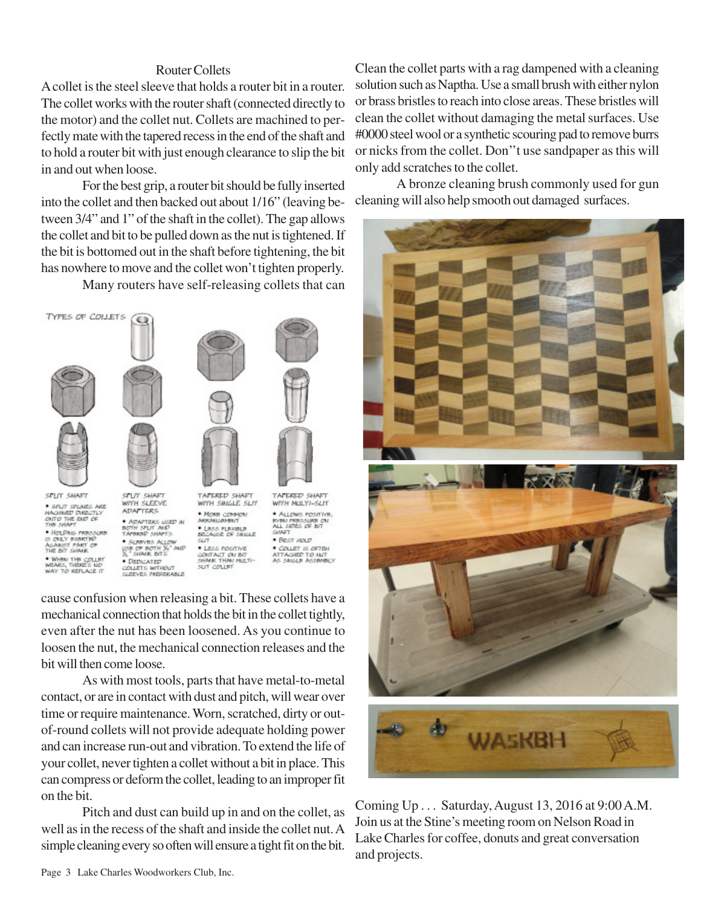## Router Collets

A collet is the steel sleeve that holds a router bit in a router. The collet works with the router shaft (connected directly to the motor) and the collet nut. Collets are machined to perfectly mate with the tapered recess in the end of the shaft and to hold a router bit with just enough clearance to slip the bit in and out when loose.

For the best grip, a router bit should be fully inserted into the collet and then backed out about 1/16" (leaving between 3/4" and 1" of the shaft in the collet). The gap allows the collet and bit to be pulled down as the nut is tightened. If the bit is bottomed out in the shaft before tightening, the bit has nowhere to move and the collet won't tighten properly.

Many routers have self-releasing collets that can cause confusion when releasing a bit. These collets have a mechanical connection that holds the bit in the collet tightly, even after the nut has been loosened. As you continue to loosen the nut, the mechanical connection releases and the bit will then come loose.

As with most tools, parts that have metal-to-metal contact, or are in contact with dust and pitch, will wear over time or require maintenance. Worn, scratched, dirty or out-of-round collets will not provide adequate holding power and can increase run-out and vibration. To extend the life of your collet, never tighten a collet without a bit in place. This can compress or deform the collet, leading to an improper fit on the bit.

Pitch and dust can build up in and on the collet, as well as in the recess of the shaft and inside the collet nut. A simple cleaning every so often will ensure a tight fit on the bit.

Clean the collet parts with a rag dampened with a cleaning solution such as Naptha. Use a small brush with either nylon or brass bristles to reach into close areas. These bristles will clean the collet without damaging the metal surfaces. Use #0000 steel wool or a synthetic scouring pad to remove burrs or nicks from the collet. Don''t use sandpaper as this will only add scratches to the collet.

A bronze cleaning brush commonly used for gun cleaning will also help smooth out damaged surfaces.

Coming Up . . . Saturday, August 13, 2016 at 9:00 A.M. Join us at the Stine's meeting room on Nelson Road in Lake Charles for coffee, donuts and great conversation and projects.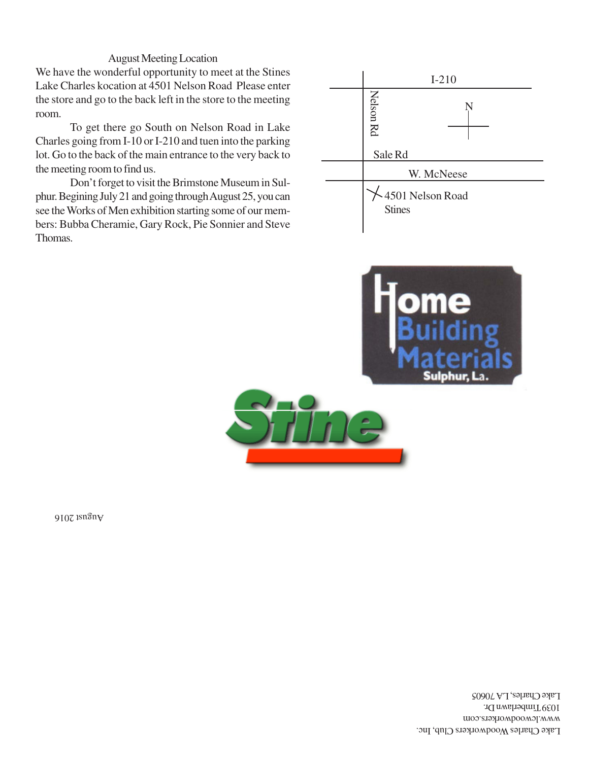## August Meeting Location

We have the wonderful opportunity to meet at the Stines Lake Charles kocation at 4501 Nelson Road Please enter the store and go to the back left in the store to the meeting room.

To get there go South on Nelson Road in Lake Charles going from I-10 or I-210 and tuen into the parking lot. Go to the back of the main entrance to the very back to the meeting room to find us.

Don't forget to visit the Brimstone Museum in Sulphur. Begining July 21 and going through August 25, you can see the Works of Men exhibition starting some of our members: Bubba Cheramie, Gary Rock, Pie Sonnier and Steve Thomas.

I-210

Nelson Rd

N

Sale Rd

W. McNeese

4501 Nelson Road
Stines

Home Building Materials
Sulphur, La.

Stine

August 2016

Lake Charles Woodworkers Club, Inc.
www.lcwoodworkers.com
1039 Timberlawn Dr.
Lake Charles, LA 70605